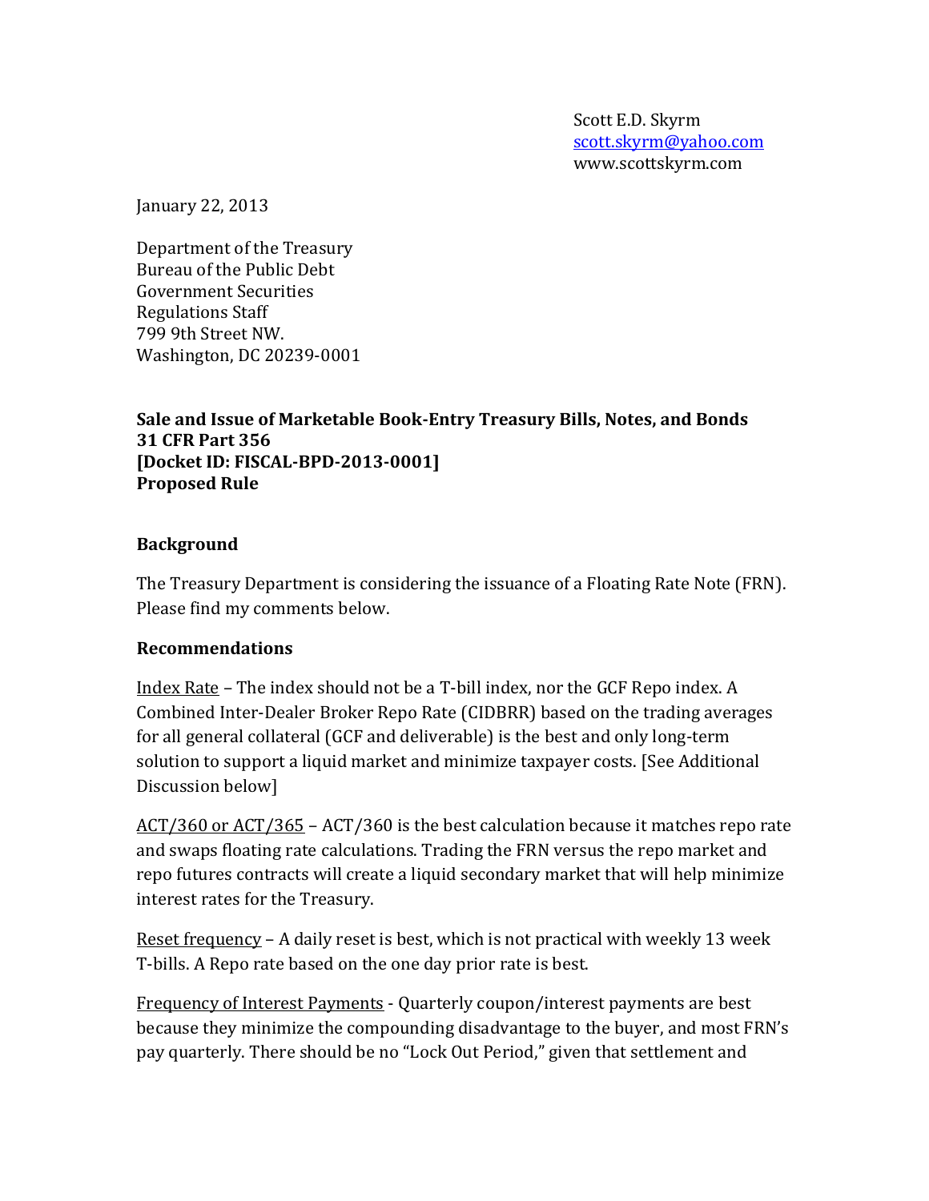Scott E.D. Skyrm
scott.skyrm@yahoo.com
www.scottskyrm.com

January 22, 2013

Department of the Treasury
Bureau of the Public Debt
Government Securities
Regulations Staff
799 9th Street NW.
Washington, DC 20239-0001

**Sale and Issue of Marketable Book-Entry Treasury Bills, Notes, and Bonds**
**31 CFR Part 356**
**[Docket ID: FISCAL-BPD-2013-0001]**
**Proposed Rule**

## Background

The Treasury Department is considering the issuance of a Floating Rate Note (FRN). Please find my comments below.

## Recommendations

Index Rate – The index should not be a T-bill index, nor the GCF Repo index. A Combined Inter-Dealer Broker Repo Rate (CIDBRR) based on the trading averages for all general collateral (GCF and deliverable) is the best and only long-term solution to support a liquid market and minimize taxpayer costs. [See Additional Discussion below]

ACT/360 or ACT/365 – ACT/360 is the best calculation because it matches repo rate and swaps floating rate calculations. Trading the FRN versus the repo market and repo futures contracts will create a liquid secondary market that will help minimize interest rates for the Treasury.

Reset frequency – A daily reset is best, which is not practical with weekly 13 week T-bills. A Repo rate based on the one day prior rate is best.

Frequency of Interest Payments - Quarterly coupon/interest payments are best because they minimize the compounding disadvantage to the buyer, and most FRN's pay quarterly. There should be no "Lock Out Period," given that settlement and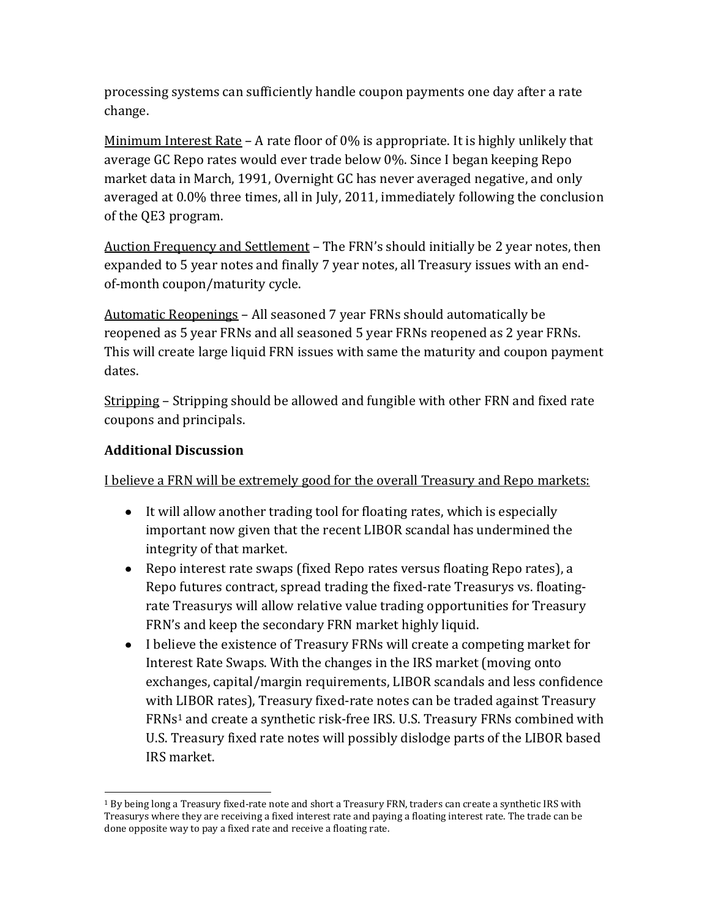processing systems can sufficiently handle coupon payments one day after a rate change.

Minimum Interest Rate – A rate floor of 0% is appropriate. It is highly unlikely that average GC Repo rates would ever trade below 0%. Since I began keeping Repo market data in March, 1991, Overnight GC has never averaged negative, and only averaged at 0.0% three times, all in July, 2011, immediately following the conclusion of the QE3 program.

Auction Frequency and Settlement – The FRN's should initially be 2 year notes, then expanded to 5 year notes and finally 7 year notes, all Treasury issues with an end-of-month coupon/maturity cycle.

Automatic Reopenings – All seasoned 7 year FRNs should automatically be reopened as 5 year FRNs and all seasoned 5 year FRNs reopened as 2 year FRNs. This will create large liquid FRN issues with same the maturity and coupon payment dates.

Stripping – Stripping should be allowed and fungible with other FRN and fixed rate coupons and principals.

**Additional Discussion**

I believe a FRN will be extremely good for the overall Treasury and Repo markets:

- It will allow another trading tool for floating rates, which is especially important now given that the recent LIBOR scandal has undermined the integrity of that market.
- Repo interest rate swaps (fixed Repo rates versus floating Repo rates), a Repo futures contract, spread trading the fixed-rate Treasurys vs. floating-rate Treasurys will allow relative value trading opportunities for Treasury FRN's and keep the secondary FRN market highly liquid.
- I believe the existence of Treasury FRNs will create a competing market for Interest Rate Swaps. With the changes in the IRS market (moving onto exchanges, capital/margin requirements, LIBOR scandals and less confidence with LIBOR rates), Treasury fixed-rate notes can be traded against Treasury FRNs[1] and create a synthetic risk-free IRS. U.S. Treasury FRNs combined with U.S. Treasury fixed rate notes will possibly dislodge parts of the LIBOR based IRS market.

[1] By being long a Treasury fixed-rate note and short a Treasury FRN, traders can create a synthetic IRS with Treasurys where they are receiving a fixed interest rate and paying a floating interest rate. The trade can be done opposite way to pay a fixed rate and receive a floating rate.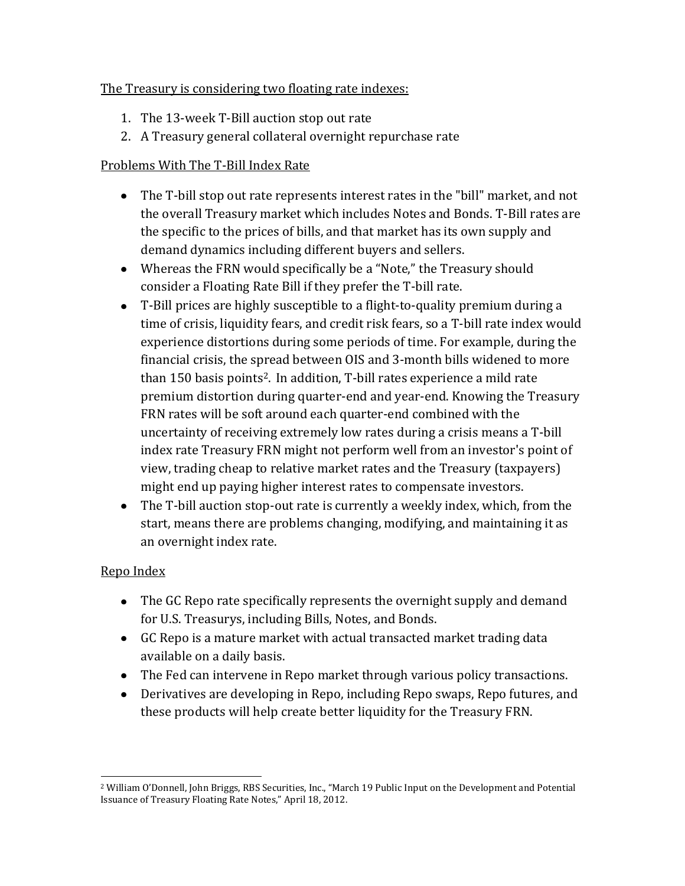The Treasury is considering two floating rate indexes:

1. The 13-week T-Bill auction stop out rate
2. A Treasury general collateral overnight repurchase rate

Problems With The T-Bill Index Rate

- The T-bill stop out rate represents interest rates in the "bill" market, and not the overall Treasury market which includes Notes and Bonds. T-Bill rates are the specific to the prices of bills, and that market has its own supply and demand dynamics including different buyers and sellers.
- Whereas the FRN would specifically be a "Note," the Treasury should consider a Floating Rate Bill if they prefer the T-bill rate.
- T-Bill prices are highly susceptible to a flight-to-quality premium during a time of crisis, liquidity fears, and credit risk fears, so a T-bill rate index would experience distortions during some periods of time. For example, during the financial crisis, the spread between OIS and 3-month bills widened to more than 150 basis points[2]. In addition, T-bill rates experience a mild rate premium distortion during quarter-end and year-end. Knowing the Treasury FRN rates will be soft around each quarter-end combined with the uncertainty of receiving extremely low rates during a crisis means a T-bill index rate Treasury FRN might not perform well from an investor's point of view, trading cheap to relative market rates and the Treasury (taxpayers) might end up paying higher interest rates to compensate investors.
- The T-bill auction stop-out rate is currently a weekly index, which, from the start, means there are problems changing, modifying, and maintaining it as an overnight index rate.

Repo Index

- The GC Repo rate specifically represents the overnight supply and demand for U.S. Treasurys, including Bills, Notes, and Bonds.
- GC Repo is a mature market with actual transacted market trading data available on a daily basis.
- The Fed can intervene in Repo market through various policy transactions.
- Derivatives are developing in Repo, including Repo swaps, Repo futures, and these products will help create better liquidity for the Treasury FRN.

[2] William O'Donnell, John Briggs, RBS Securities, Inc., "March 19 Public Input on the Development and Potential Issuance of Treasury Floating Rate Notes," April 18, 2012.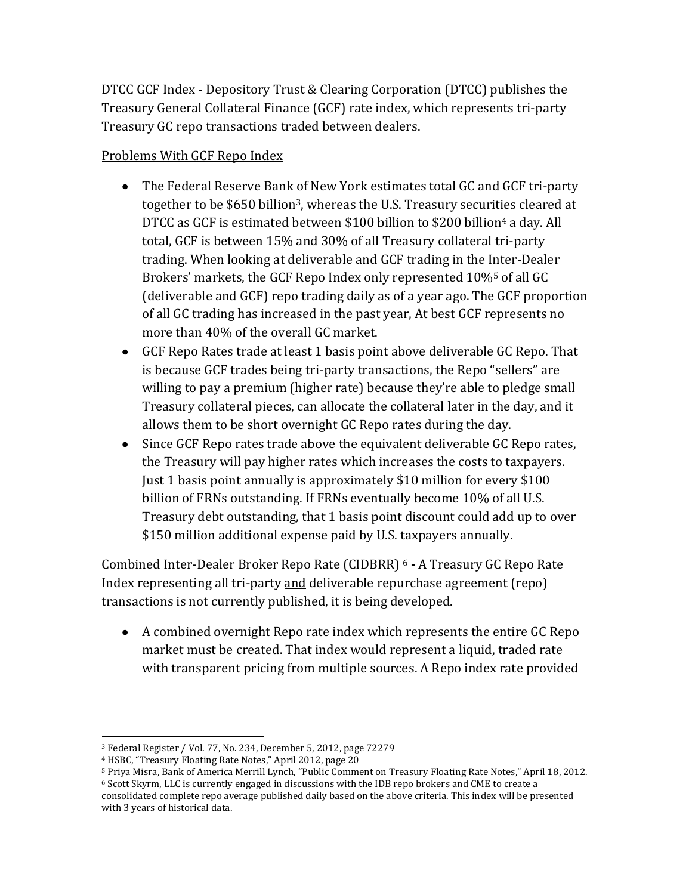<u>DTCC GCF Index</u> - Depository Trust & Clearing Corporation (DTCC) publishes the Treasury General Collateral Finance (GCF) rate index, which represents tri-party Treasury GC repo transactions traded between dealers.

<u>Problems With GCF Repo Index</u>

- The Federal Reserve Bank of New York estimates total GC and GCF tri-party together to be $650 billion[3], whereas the U.S. Treasury securities cleared at DTCC as GCF is estimated between $100 billion to $200 billion[4] a day. All total, GCF is between 15% and 30% of all Treasury collateral tri-party trading. When looking at deliverable and GCF trading in the Inter-Dealer Brokers' markets, the GCF Repo Index only represented 10%[5] of all GC (deliverable and GCF) repo trading daily as of a year ago. The GCF proportion of all GC trading has increased in the past year, At best GCF represents no more than 40% of the overall GC market.
- GCF Repo Rates trade at least 1 basis point above deliverable GC Repo. That is because GCF trades being tri-party transactions, the Repo "sellers" are willing to pay a premium (higher rate) because they're able to pledge small Treasury collateral pieces, can allocate the collateral later in the day, and it allows them to be short overnight GC Repo rates during the day.
- Since GCF Repo rates trade above the equivalent deliverable GC Repo rates, the Treasury will pay higher rates which increases the costs to taxpayers. Just 1 basis point annually is approximately $10 million for every $100 billion of FRNs outstanding. If FRNs eventually become 10% of all U.S. Treasury debt outstanding, that 1 basis point discount could add up to over $150 million additional expense paid by U.S. taxpayers annually.

<u>Combined Inter-Dealer Broker Repo Rate (CIDBRR)</u> [6] **-** A Treasury GC Repo Rate Index representing all tri-party <u>and</u> deliverable repurchase agreement (repo) transactions is not currently published, it is being developed.

- A combined overnight Repo rate index which represents the entire GC Repo market must be created. That index would represent a liquid, traded rate with transparent pricing from multiple sources. A Repo index rate provided

---

[3] Federal Register / Vol. 77, No. 234, December 5, 2012, page 72279

[4] HSBC, "Treasury Floating Rate Notes," April 2012, page 20

[5] Priya Misra, Bank of America Merrill Lynch, "Public Comment on Treasury Floating Rate Notes," April 18, 2012.

[6] Scott Skyrm, LLC is currently engaged in discussions with the IDB repo brokers and CME to create a consolidated complete repo average published daily based on the above criteria. This index will be presented with 3 years of historical data.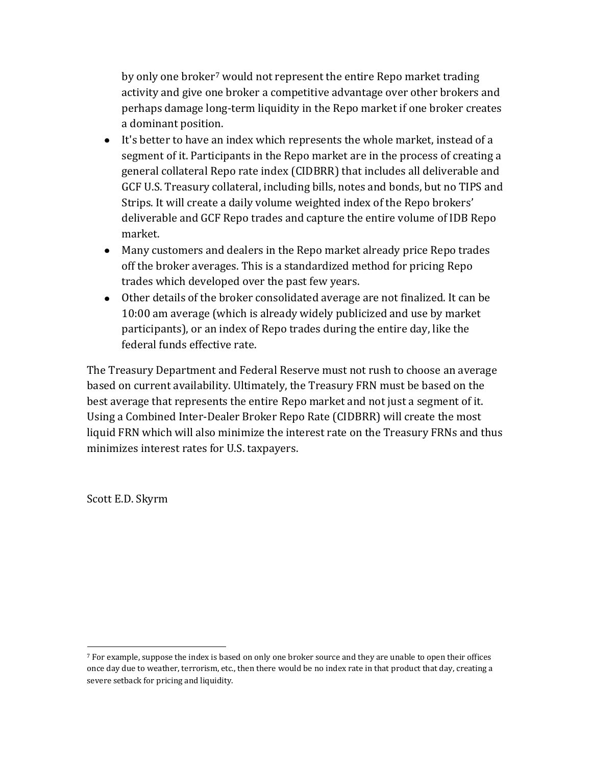by only one broker[7] would not represent the entire Repo market trading activity and give one broker a competitive advantage over other brokers and perhaps damage long-term liquidity in the Repo market if one broker creates a dominant position.

- It's better to have an index which represents the whole market, instead of a segment of it. Participants in the Repo market are in the process of creating a general collateral Repo rate index (CIDBRR) that includes all deliverable and GCF U.S. Treasury collateral, including bills, notes and bonds, but no TIPS and Strips. It will create a daily volume weighted index of the Repo brokers' deliverable and GCF Repo trades and capture the entire volume of IDB Repo market.
- Many customers and dealers in the Repo market already price Repo trades off the broker averages. This is a standardized method for pricing Repo trades which developed over the past few years.
- Other details of the broker consolidated average are not finalized. It can be 10:00 am average (which is already widely publicized and use by market participants), or an index of Repo trades during the entire day, like the federal funds effective rate.

The Treasury Department and Federal Reserve must not rush to choose an average based on current availability. Ultimately, the Treasury FRN must be based on the best average that represents the entire Repo market and not just a segment of it. Using a Combined Inter-Dealer Broker Repo Rate (CIDBRR) will create the most liquid FRN which will also minimize the interest rate on the Treasury FRNs and thus minimizes interest rates for U.S. taxpayers.

Scott E.D. Skyrm

---

[7] For example, suppose the index is based on only one broker source and they are unable to open their offices once day due to weather, terrorism, etc., then there would be no index rate in that product that day, creating a severe setback for pricing and liquidity.